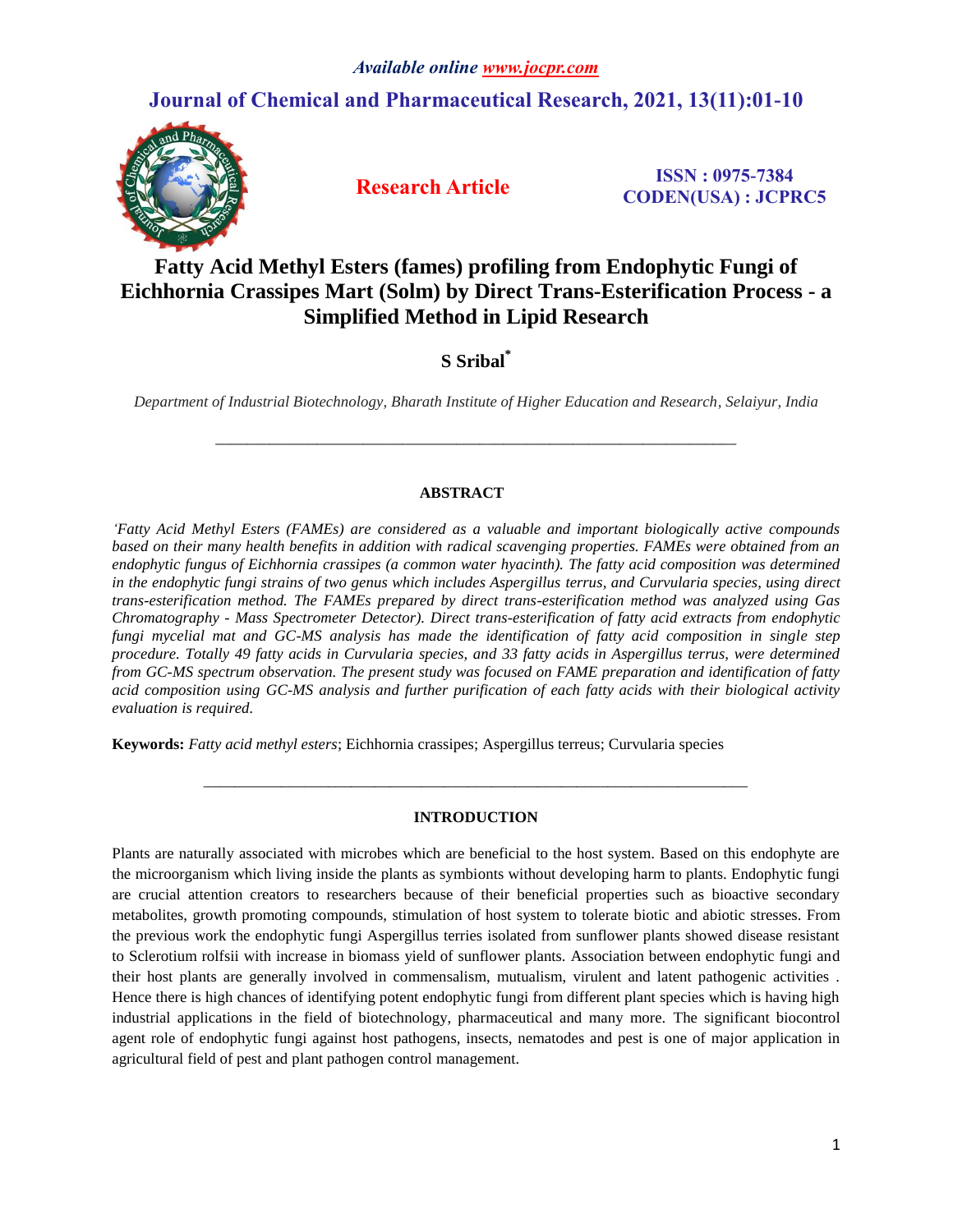# Fatty Acid Methyl Esters (fames) profiling from Endophytic Fungi of Eichhornia Crassipes Mart (Solm) by Direct Trans-Esterification Process - a Simplified Method in Lipid Research

**S Sribal***

*Department of Industrial Biotechnology, Bharath Institute of Higher Education and Research, Selaiyur, India*

---

## ABSTRACT

*'Fatty Acid Methyl Esters (FAMEs) are considered as a valuable and important biologically active compounds based on their many health benefits in addition with radical scavenging properties. FAMEs were obtained from an endophytic fungus of Eichhornia crassipes (a common water hyacinth). The fatty acid composition was determined in the endophytic fungi strains of two genus which includes Aspergillus terrus, and Curvularia species, using direct trans-esterification method. The FAMEs prepared by direct trans-esterification method was analyzed using Gas Chromatography - Mass Spectrometer Detector). Direct trans-esterification of fatty acid extracts from endophytic fungi mycelial mat and GC-MS analysis has made the identification of fatty acid composition in single step procedure. Totally 49 fatty acids in Curvularia species, and 33 fatty acids in Aspergillus terrus, were determined from GC-MS spectrum observation. The present study was focused on FAME preparation and identification of fatty acid composition using GC-MS analysis and further purification of each fatty acids with their biological activity evaluation is required.*

**Keywords:** *Fatty acid methyl esters*; Eichhornia crassipes; Aspergillus terreus; Curvularia species

---

## INTRODUCTION

Plants are naturally associated with microbes which are beneficial to the host system. Based on this endophyte are the microorganism which living inside the plants as symbionts without developing harm to plants. Endophytic fungi are crucial attention creators to researchers because of their beneficial properties such as bioactive secondary metabolites, growth promoting compounds, stimulation of host system to tolerate biotic and abiotic stresses. From the previous work the endophytic fungi Aspergillus terries isolated from sunflower plants showed disease resistant to Sclerotium rolfsii with increase in biomass yield of sunflower plants. Association between endophytic fungi and their host plants are generally involved in commensalism, mutualism, virulent and latent pathogenic activities . Hence there is high chances of identifying potent endophytic fungi from different plant species which is having high industrial applications in the field of biotechnology, pharmaceutical and many more. The significant biocontrol agent role of endophytic fungi against host pathogens, insects, nematodes and pest is one of major application in agricultural field of pest and plant pathogen control management.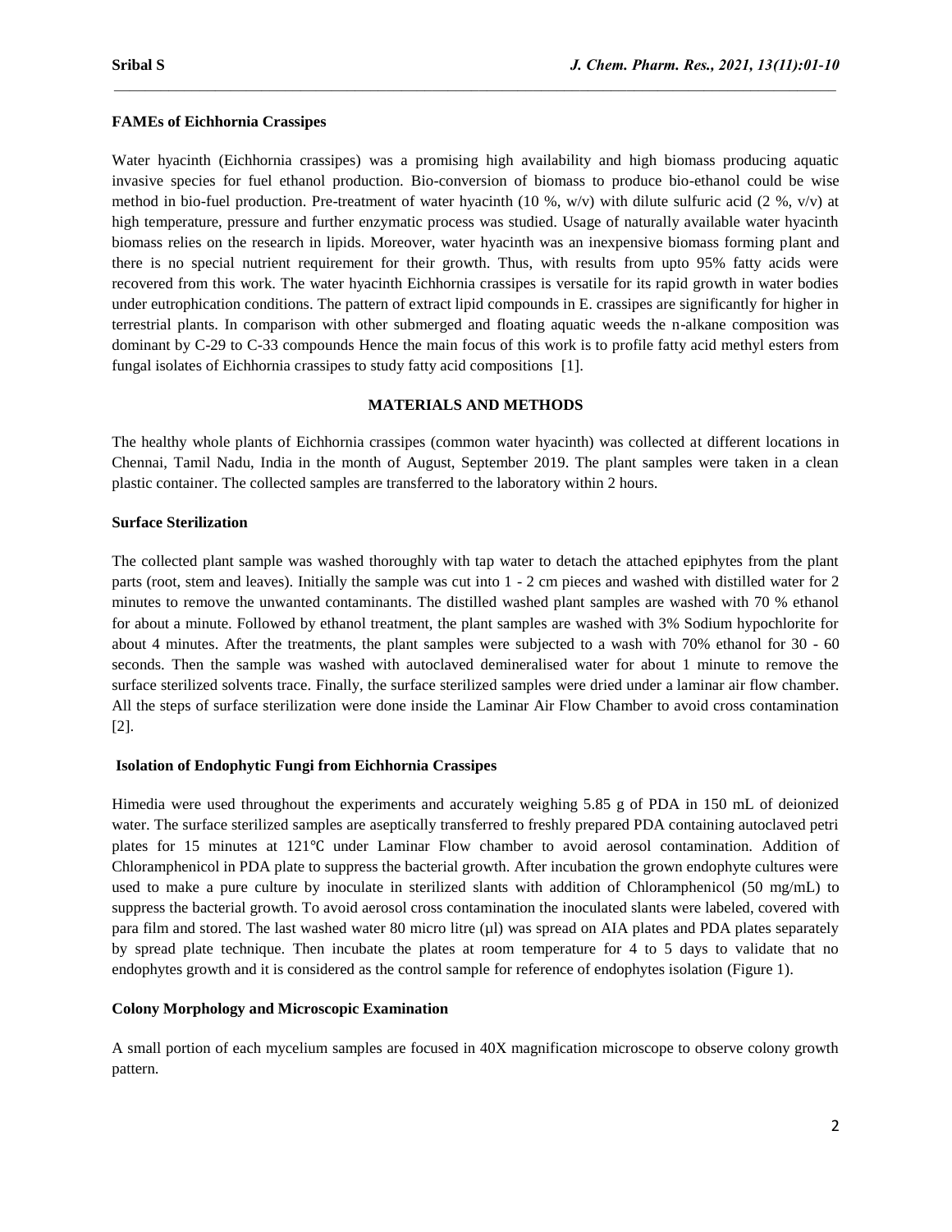**FAMEs of Eichhornia Crassipes**

Water hyacinth (Eichhornia crassipes) was a promising high availability and high biomass producing aquatic invasive species for fuel ethanol production. Bio-conversion of biomass to produce bio-ethanol could be wise method in bio-fuel production. Pre-treatment of water hyacinth (10 %, w/v) with dilute sulfuric acid (2 %, v/v) at high temperature, pressure and further enzymatic process was studied. Usage of naturally available water hyacinth biomass relies on the research in lipids. Moreover, water hyacinth was an inexpensive biomass forming plant and there is no special nutrient requirement for their growth. Thus, with results from upto 95% fatty acids were recovered from this work. The water hyacinth Eichhornia crassipes is versatile for its rapid growth in water bodies under eutrophication conditions. The pattern of extract lipid compounds in E. crassipes are significantly for higher in terrestrial plants. In comparison with other submerged and floating aquatic weeds the n-alkane composition was dominant by C-29 to C-33 compounds Hence the main focus of this work is to profile fatty acid methyl esters from fungal isolates of Eichhornia crassipes to study fatty acid compositions [1].

## MATERIALS AND METHODS

The healthy whole plants of Eichhornia crassipes (common water hyacinth) was collected at different locations in Chennai, Tamil Nadu, India in the month of August, September 2019. The plant samples were taken in a clean plastic container. The collected samples are transferred to the laboratory within 2 hours.

**Surface Sterilization**

The collected plant sample was washed thoroughly with tap water to detach the attached epiphytes from the plant parts (root, stem and leaves). Initially the sample was cut into 1 - 2 cm pieces and washed with distilled water for 2 minutes to remove the unwanted contaminants. The distilled washed plant samples are washed with 70 % ethanol for about a minute. Followed by ethanol treatment, the plant samples are washed with 3% Sodium hypochlorite for about 4 minutes. After the treatments, the plant samples were subjected to a wash with 70% ethanol for 30 - 60 seconds. Then the sample was washed with autoclaved demineralised water for about 1 minute to remove the surface sterilized solvents trace. Finally, the surface sterilized samples were dried under a laminar air flow chamber. All the steps of surface sterilization were done inside the Laminar Air Flow Chamber to avoid cross contamination [2].

**Isolation of Endophytic Fungi from Eichhornia Crassipes**

Himedia were used throughout the experiments and accurately weighing 5.85 g of PDA in 150 mL of deionized water. The surface sterilized samples are aseptically transferred to freshly prepared PDA containing autoclaved petri plates for 15 minutes at 121℃ under Laminar Flow chamber to avoid aerosol contamination. Addition of Chloramphenicol in PDA plate to suppress the bacterial growth. After incubation the grown endophyte cultures were used to make a pure culture by inoculate in sterilized slants with addition of Chloramphenicol (50 mg/mL) to suppress the bacterial growth. To avoid aerosol cross contamination the inoculated slants were labeled, covered with para film and stored. The last washed water 80 micro litre (µl) was spread on AIA plates and PDA plates separately by spread plate technique. Then incubate the plates at room temperature for 4 to 5 days to validate that no endophytes growth and it is considered as the control sample for reference of endophytes isolation (Figure 1).

**Colony Morphology and Microscopic Examination**

A small portion of each mycelium samples are focused in 40X magnification microscope to observe colony growth pattern.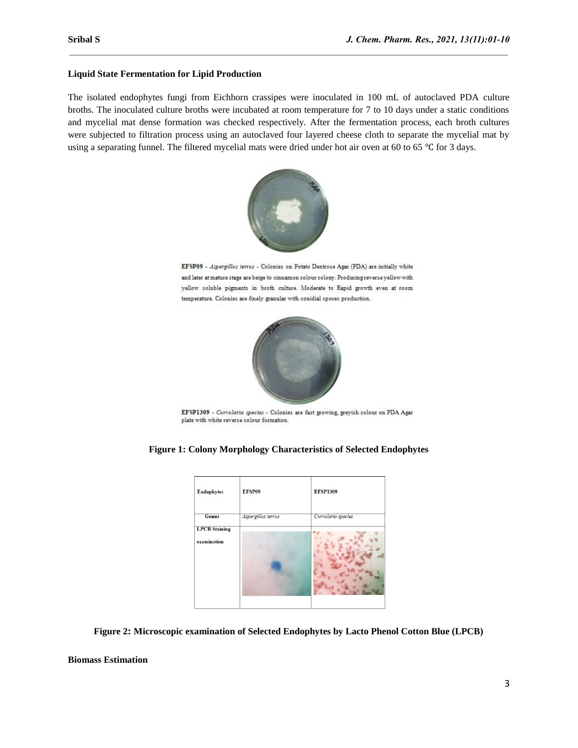**Liquid State Fermentation for Lipid Production**

The isolated endophytes fungi from Eichhorn crassipes were inoculated in 100 mL of autoclaved PDA culture broths. The inoculated culture broths were incubated at room temperature for 7 to 10 days under a static conditions and mycelial mat dense formation was checked respectively. After the fermentation process, each broth cultures were subjected to filtration process using an autoclaved four layered cheese cloth to separate the mycelial mat by using a separating funnel. The filtered mycelial mats were dried under hot air oven at 60 to 65 ℃ for 3 days.

**EFSP09** - *Aspergillus terrus* - Colonies on Potato Dextrose Agar (PDA) are initially white and later at mature stage are beige to cinnamon colour colony. Producing reverse yellow with yellow soluble pigments in broth culture. Moderate to Rapid growth even at room temperature. Colonies are finely granular with conidial spores production.

**EFSP1309** - *Curvularia species* - Colonies are fast growing, greyish colour on PDA Agar plate with white reverse colour formation.

**Figure 1: Colony Morphology Characteristics of Selected Endophytes**

| Endophytes | EFSP09 | EFSP1309 |
| --- | --- | --- |
| Genus | *Aspergillus terrus* | *Curvularia species* |
| LPCB Staining examination | | |

**Figure 2: Microscopic examination of Selected Endophytes by Lacto Phenol Cotton Blue (LPCB)**

**Biomass Estimation**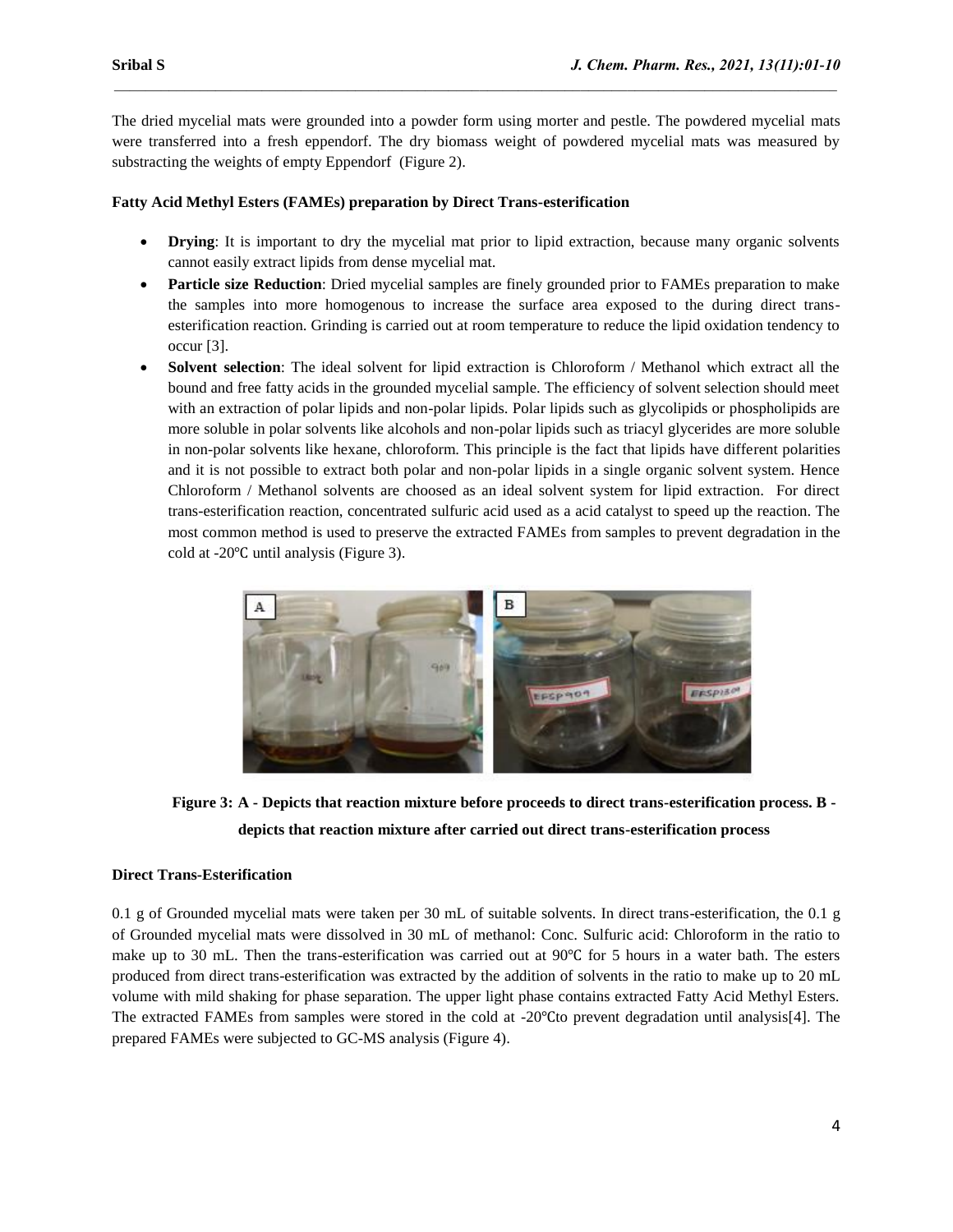The dried mycelial mats were grounded into a powder form using morter and pestle. The powdered mycelial mats were transferred into a fresh eppendorf. The dry biomass weight of powdered mycelial mats was measured by substracting the weights of empty Eppendorf (Figure 2).

**Fatty Acid Methyl Esters (FAMEs) preparation by Direct Trans-esterification**

- **Drying**: It is important to dry the mycelial mat prior to lipid extraction, because many organic solvents cannot easily extract lipids from dense mycelial mat.
- **Particle size Reduction**: Dried mycelial samples are finely grounded prior to FAMEs preparation to make the samples into more homogenous to increase the surface area exposed to the during direct trans-esterification reaction. Grinding is carried out at room temperature to reduce the lipid oxidation tendency to occur [3].
- **Solvent selection**: The ideal solvent for lipid extraction is Chloroform / Methanol which extract all the bound and free fatty acids in the grounded mycelial sample. The efficiency of solvent selection should meet with an extraction of polar lipids and non-polar lipids. Polar lipids such as glycolipids or phospholipids are more soluble in polar solvents like alcohols and non-polar lipids such as triacyl glycerides are more soluble in non-polar solvents like hexane, chloroform. This principle is the fact that lipids have different polarities and it is not possible to extract both polar and non-polar lipids in a single organic solvent system. Hence Chloroform / Methanol solvents are choosed as an ideal solvent system for lipid extraction. For direct trans-esterification reaction, concentrated sulfuric acid used as a acid catalyst to speed up the reaction. The most common method is used to preserve the extracted FAMEs from samples to prevent degradation in the cold at -20℃ until analysis (Figure 3).

**Figure 3: A - Depicts that reaction mixture before proceeds to direct trans-esterification process. B - depicts that reaction mixture after carried out direct trans-esterification process**

**Direct Trans-Esterification**

0.1 g of Grounded mycelial mats were taken per 30 mL of suitable solvents. In direct trans-esterification, the 0.1 g of Grounded mycelial mats were dissolved in 30 mL of methanol: Conc. Sulfuric acid: Chloroform in the ratio to make up to 30 mL. Then the trans-esterification was carried out at 90℃ for 5 hours in a water bath. The esters produced from direct trans-esterification was extracted by the addition of solvents in the ratio to make up to 20 mL volume with mild shaking for phase separation. The upper light phase contains extracted Fatty Acid Methyl Esters. The extracted FAMEs from samples were stored in the cold at -20℃to prevent degradation until analysis[4]. The prepared FAMEs were subjected to GC-MS analysis (Figure 4).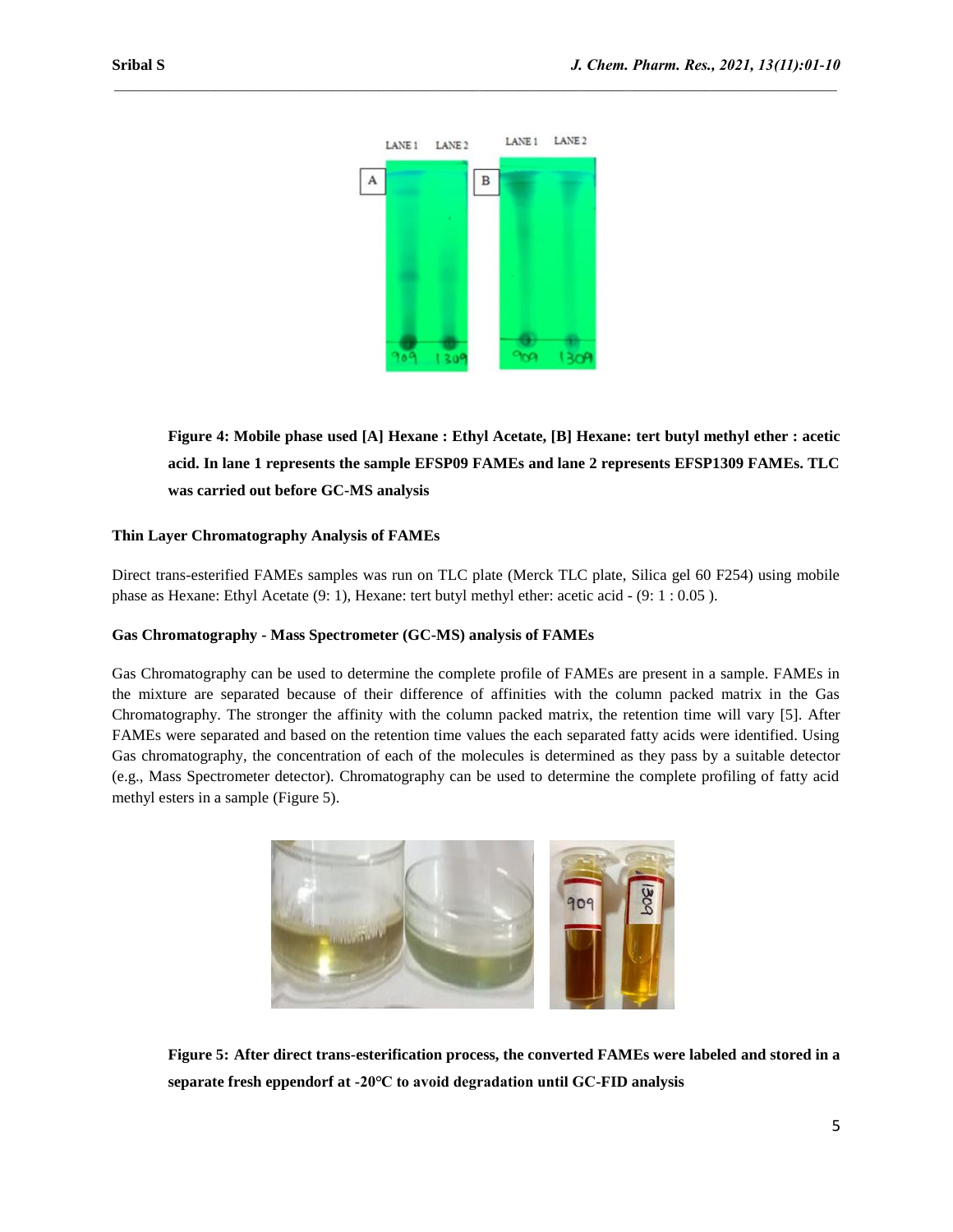**Figure 4: Mobile phase used [A] Hexane : Ethyl Acetate, [B] Hexane: tert butyl methyl ether : acetic acid. In lane 1 represents the sample EFSP09 FAMEs and lane 2 represents EFSP1309 FAMEs. TLC was carried out before GC-MS analysis**

### Thin Layer Chromatography Analysis of FAMEs

Direct trans-esterified FAMEs samples was run on TLC plate (Merck TLC plate, Silica gel 60 F254) using mobile phase as Hexane: Ethyl Acetate (9: 1), Hexane: tert butyl methyl ether: acetic acid - (9: 1 : 0.05 ).

### Gas Chromatography - Mass Spectrometer (GC-MS) analysis of FAMEs

Gas Chromatography can be used to determine the complete profile of FAMEs are present in a sample. FAMEs in the mixture are separated because of their difference of affinities with the column packed matrix in the Gas Chromatography. The stronger the affinity with the column packed matrix, the retention time will vary [5]. After FAMEs were separated and based on the retention time values the each separated fatty acids were identified. Using Gas chromatography, the concentration of each of the molecules is determined as they pass by a suitable detector (e.g., Mass Spectrometer detector). Chromatography can be used to determine the complete profiling of fatty acid methyl esters in a sample (Figure 5).

**Figure 5: After direct trans-esterification process, the converted FAMEs were labeled and stored in a separate fresh eppendorf at -20°C to avoid degradation until GC-FID analysis**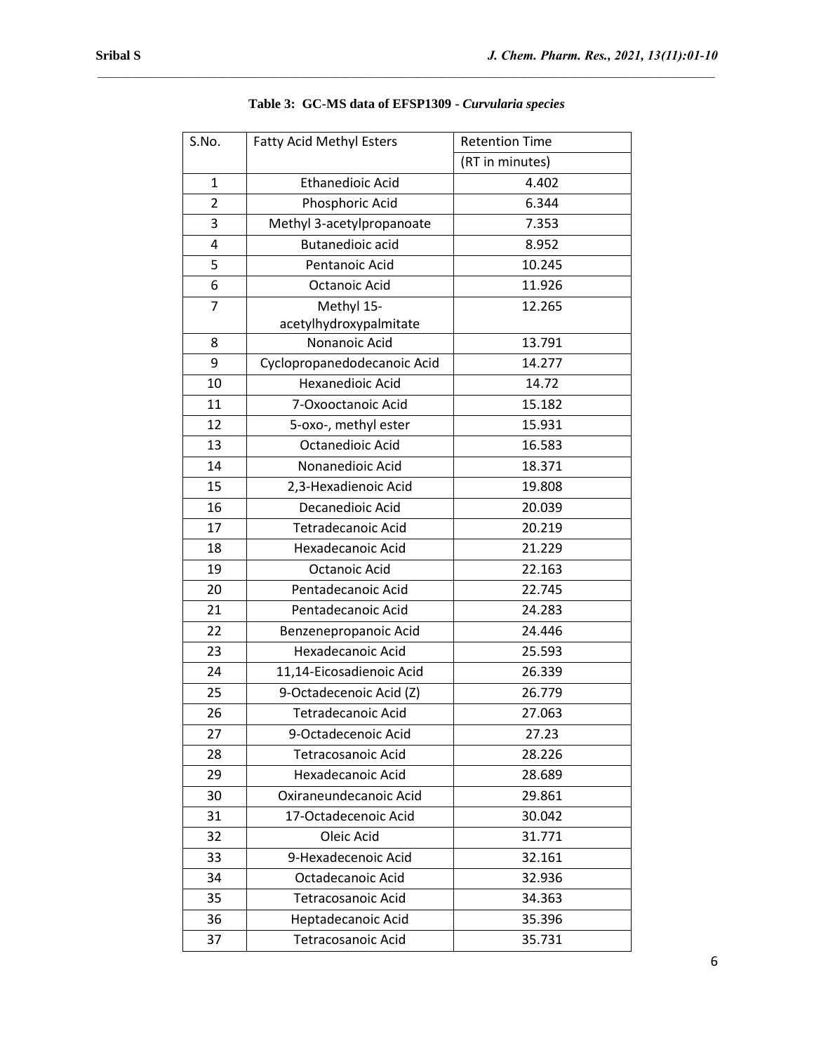**Table 3: GC-MS data of EFSP1309 - *Curvularia species***

| S.No. | Fatty Acid Methyl Esters | Retention Time |
|---|---|---|
| | | (RT in minutes) |
| 1 | Ethanedioic Acid | 4.402 |
| 2 | Phosphoric Acid | 6.344 |
| 3 | Methyl 3-acetylpropanoate | 7.353 |
| 4 | Butanedioic acid | 8.952 |
| 5 | Pentanoic Acid | 10.245 |
| 6 | Octanoic Acid | 11.926 |
| 7 | Methyl 15-acetylhydroxypalmitate | 12.265 |
| 8 | Nonanoic Acid | 13.791 |
| 9 | Cyclopropanedodecanoic Acid | 14.277 |
| 10 | Hexanedioic Acid | 14.72 |
| 11 | 7-Oxooctanoic Acid | 15.182 |
| 12 | 5-oxo-, methyl ester | 15.931 |
| 13 | Octanedioic Acid | 16.583 |
| 14 | Nonanedioic Acid | 18.371 |
| 15 | 2,3-Hexadienoic Acid | 19.808 |
| 16 | Decanedioic Acid | 20.039 |
| 17 | Tetradecanoic Acid | 20.219 |
| 18 | Hexadecanoic Acid | 21.229 |
| 19 | Octanoic Acid | 22.163 |
| 20 | Pentadecanoic Acid | 22.745 |
| 21 | Pentadecanoic Acid | 24.283 |
| 22 | Benzenepropanoic Acid | 24.446 |
| 23 | Hexadecanoic Acid | 25.593 |
| 24 | 11,14-Eicosadienoic Acid | 26.339 |
| 25 | 9-Octadecenoic Acid (Z) | 26.779 |
| 26 | Tetradecanoic Acid | 27.063 |
| 27 | 9-Octadecenoic Acid | 27.23 |
| 28 | Tetracosanoic Acid | 28.226 |
| 29 | Hexadecanoic Acid | 28.689 |
| 30 | Oxiraneundecanoic Acid | 29.861 |
| 31 | 17-Octadecenoic Acid | 30.042 |
| 32 | Oleic Acid | 31.771 |
| 33 | 9-Hexadecenoic Acid | 32.161 |
| 34 | Octadecanoic Acid | 32.936 |
| 35 | Tetracosanoic Acid | 34.363 |
| 36 | Heptadecanoic Acid | 35.396 |
| 37 | Tetracosanoic Acid | 35.731 |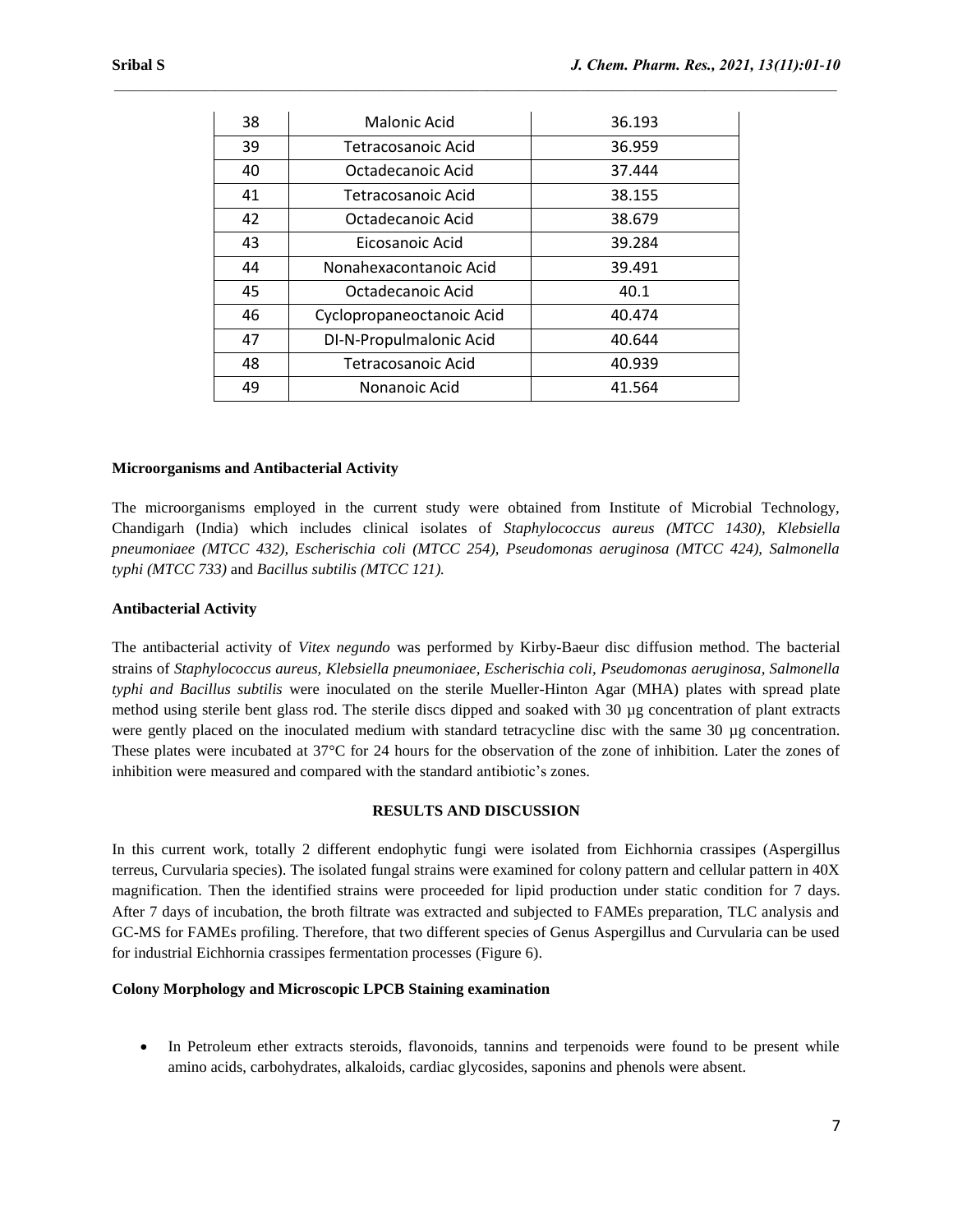| 38 | Malonic Acid | 36.193 |
|---|---|---|
| 39 | Tetracosanoic Acid | 36.959 |
| 40 | Octadecanoic Acid | 37.444 |
| 41 | Tetracosanoic Acid | 38.155 |
| 42 | Octadecanoic Acid | 38.679 |
| 43 | Eicosanoic Acid | 39.284 |
| 44 | Nonahexacontanoic Acid | 39.491 |
| 45 | Octadecanoic Acid | 40.1 |
| 46 | Cyclopropaneoctanoic Acid | 40.474 |
| 47 | DI-N-Propulmalonic Acid | 40.644 |
| 48 | Tetracosanoic Acid | 40.939 |
| 49 | Nonanoic Acid | 41.564 |

**Microorganisms and Antibacterial Activity**

The microorganisms employed in the current study were obtained from Institute of Microbial Technology, Chandigarh (India) which includes clinical isolates of *Staphylococcus aureus (MTCC 1430), Klebsiella pneumoniaee (MTCC 432), Escherischia coli (MTCC 254), Pseudomonas aeruginosa (MTCC 424), Salmonella typhi (MTCC 733)* and *Bacillus subtilis (MTCC 121).*

**Antibacterial Activity**

The antibacterial activity of *Vitex negundo* was performed by Kirby-Baeur disc diffusion method. The bacterial strains of *Staphylococcus aureus, Klebsiella pneumoniaee, Escherischia coli, Pseudomonas aeruginosa, Salmonella typhi and Bacillus subtilis* were inoculated on the sterile Mueller-Hinton Agar (MHA) plates with spread plate method using sterile bent glass rod. The sterile discs dipped and soaked with 30 µg concentration of plant extracts were gently placed on the inoculated medium with standard tetracycline disc with the same 30 µg concentration. These plates were incubated at 37°C for 24 hours for the observation of the zone of inhibition. Later the zones of inhibition were measured and compared with the standard antibiotic's zones.

## RESULTS AND DISCUSSION

In this current work, totally 2 different endophytic fungi were isolated from Eichhornia crassipes (Aspergillus terreus, Curvularia species). The isolated fungal strains were examined for colony pattern and cellular pattern in 40X magnification. Then the identified strains were proceeded for lipid production under static condition for 7 days. After 7 days of incubation, the broth filtrate was extracted and subjected to FAMEs preparation, TLC analysis and GC-MS for FAMEs profiling. Therefore, that two different species of Genus Aspergillus and Curvularia can be used for industrial Eichhornia crassipes fermentation processes (Figure 6).

**Colony Morphology and Microscopic LPCB Staining examination**

- In Petroleum ether extracts steroids, flavonoids, tannins and terpenoids were found to be present while amino acids, carbohydrates, alkaloids, cardiac glycosides, saponins and phenols were absent.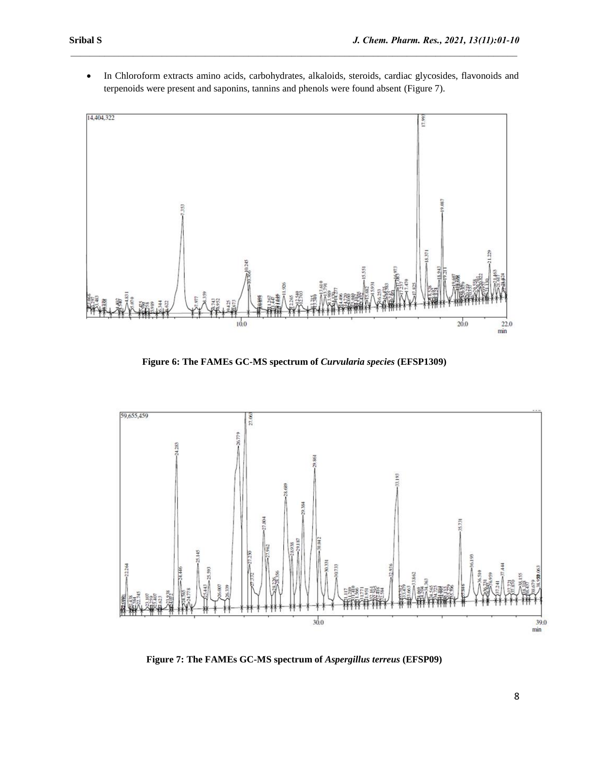- In Chloroform extracts amino acids, carbohydrates, alkaloids, steroids, cardiac glycosides, flavonoids and terpenoids were present and saponins, tannins and phenols were found absent (Figure 7).

**Figure 6: The FAMEs GC-MS spectrum of *Curvularia species* (EFSP1309)**

**Figure 7: The FAMEs GC-MS spectrum of *Aspergillus terreus* (EFSP09)**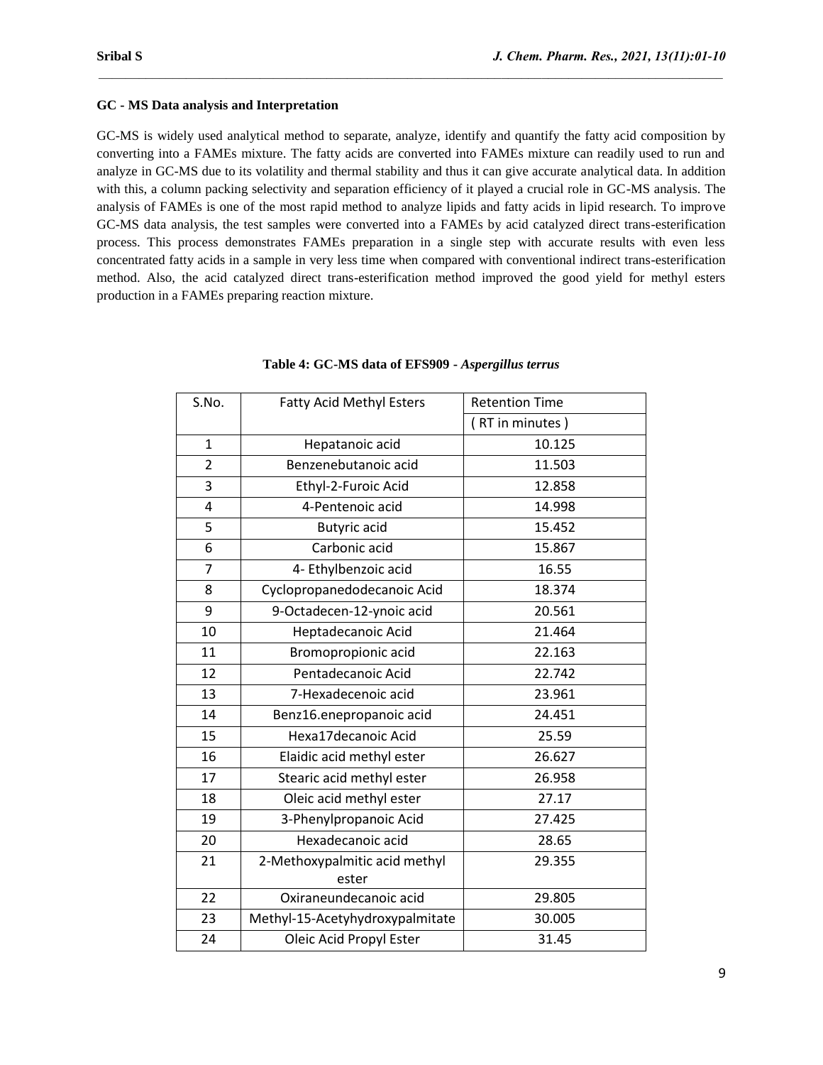**GC - MS Data analysis and Interpretation**

GC-MS is widely used analytical method to separate, analyze, identify and quantify the fatty acid composition by converting into a FAMEs mixture. The fatty acids are converted into FAMEs mixture can readily used to run and analyze in GC-MS due to its volatility and thermal stability and thus it can give accurate analytical data. In addition with this, a column packing selectivity and separation efficiency of it played a crucial role in GC-MS analysis. The analysis of FAMEs is one of the most rapid method to analyze lipids and fatty acids in lipid research. To improve GC-MS data analysis, the test samples were converted into a FAMEs by acid catalyzed direct trans-esterification process. This process demonstrates FAMEs preparation in a single step with accurate results with even less concentrated fatty acids in a sample in very less time when compared with conventional indirect trans-esterification method. Also, the acid catalyzed direct trans-esterification method improved the good yield for methyl esters production in a FAMEs preparing reaction mixture.

**Table 4: GC-MS data of EFS909 - *Aspergillus terrus***

| S.No. | Fatty Acid Methyl Esters | Retention Time ( RT in minutes ) |
|---|---|---|
| 1 | Hepatanoic acid | 10.125 |
| 2 | Benzenebutanoic acid | 11.503 |
| 3 | Ethyl-2-Furoic Acid | 12.858 |
| 4 | 4-Pentenoic acid | 14.998 |
| 5 | Butyric acid | 15.452 |
| 6 | Carbonic acid | 15.867 |
| 7 | 4- Ethylbenzoic acid | 16.55 |
| 8 | Cyclopropanedodecanoic Acid | 18.374 |
| 9 | 9-Octadecen-12-ynoic acid | 20.561 |
| 10 | Heptadecanoic Acid | 21.464 |
| 11 | Bromopropionic acid | 22.163 |
| 12 | Pentadecanoic Acid | 22.742 |
| 13 | 7-Hexadecenoic acid | 23.961 |
| 14 | Benz16.enepropanoic acid | 24.451 |
| 15 | Hexa17decanoic Acid | 25.59 |
| 16 | Elaidic acid methyl ester | 26.627 |
| 17 | Stearic acid methyl ester | 26.958 |
| 18 | Oleic acid methyl ester | 27.17 |
| 19 | 3-Phenylpropanoic Acid | 27.425 |
| 20 | Hexadecanoic acid | 28.65 |
| 21 | 2-Methoxypalmitic acid methyl ester | 29.355 |
| 22 | Oxiraneundecanoic acid | 29.805 |
| 23 | Methyl-15-Acetyhydroxypalmitate | 30.005 |
| 24 | Oleic Acid Propyl Ester | 31.45 |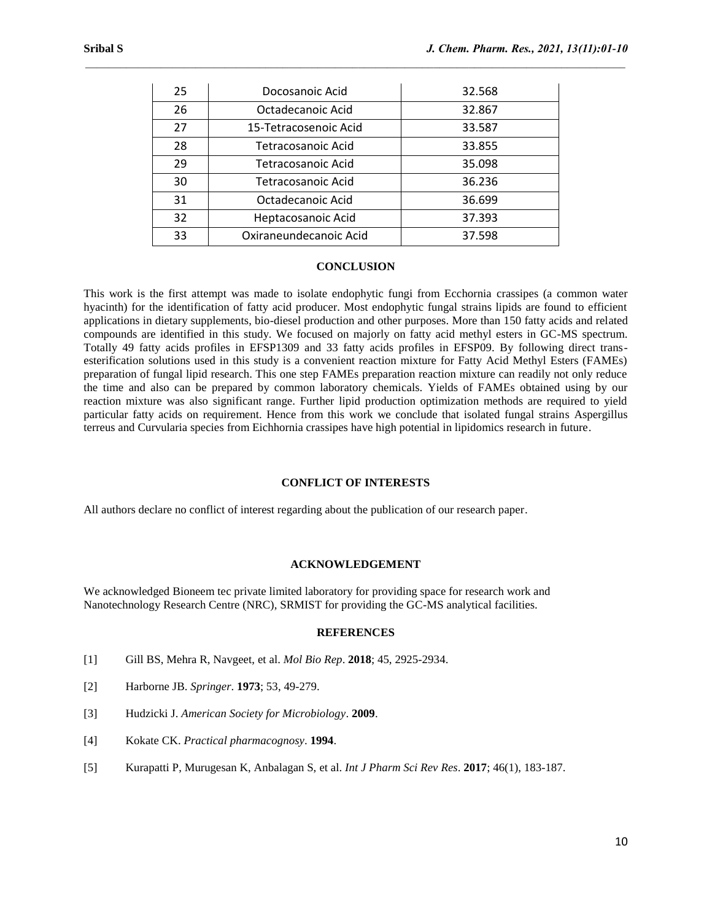| | | |
|---|---|---|
| 25 | Docosanoic Acid | 32.568 |
| 26 | Octadecanoic Acid | 32.867 |
| 27 | 15-Tetracosenoic Acid | 33.587 |
| 28 | Tetracosanoic Acid | 33.855 |
| 29 | Tetracosanoic Acid | 35.098 |
| 30 | Tetracosanoic Acid | 36.236 |
| 31 | Octadecanoic Acid | 36.699 |
| 32 | Heptacosanoic Acid | 37.393 |
| 33 | Oxiraneundecanoic Acid | 37.598 |

## CONCLUSION

This work is the first attempt was made to isolate endophytic fungi from Ecchornia crassipes (a common water hyacinth) for the identification of fatty acid producer. Most endophytic fungal strains lipids are found to efficient applications in dietary supplements, bio-diesel production and other purposes. More than 150 fatty acids and related compounds are identified in this study. We focused on majorly on fatty acid methyl esters in GC-MS spectrum. Totally 49 fatty acids profiles in EFSP1309 and 33 fatty acids profiles in EFSP09. By following direct trans-esterification solutions used in this study is a convenient reaction mixture for Fatty Acid Methyl Esters (FAMEs) preparation of fungal lipid research. This one step FAMEs preparation reaction mixture can readily not only reduce the time and also can be prepared by common laboratory chemicals. Yields of FAMEs obtained using by our reaction mixture was also significant range. Further lipid production optimization methods are required to yield particular fatty acids on requirement. Hence from this work we conclude that isolated fungal strains Aspergillus terreus and Curvularia species from Eichhornia crassipes have high potential in lipidomics research in future.

## CONFLICT OF INTERESTS

All authors declare no conflict of interest regarding about the publication of our research paper.

## ACKNOWLEDGEMENT

We acknowledged Bioneem tec private limited laboratory for providing space for research work and Nanotechnology Research Centre (NRC), SRMIST for providing the GC-MS analytical facilities.

## REFERENCES

[1] Gill BS, Mehra R, Navgeet, et al. *Mol Bio Rep*. **2018**; 45, 2925-2934.

[2] Harborne JB. *Springer*. **1973**; 53, 49-279.

[3] Hudzicki J. *American Society for Microbiology*. **2009**.

[4] Kokate CK. *Practical pharmacognosy*. **1994**.

[5] Kurapatti P, Murugesan K, Anbalagan S, et al. *Int J Pharm Sci Rev Res*. **2017**; 46(1), 183-187.